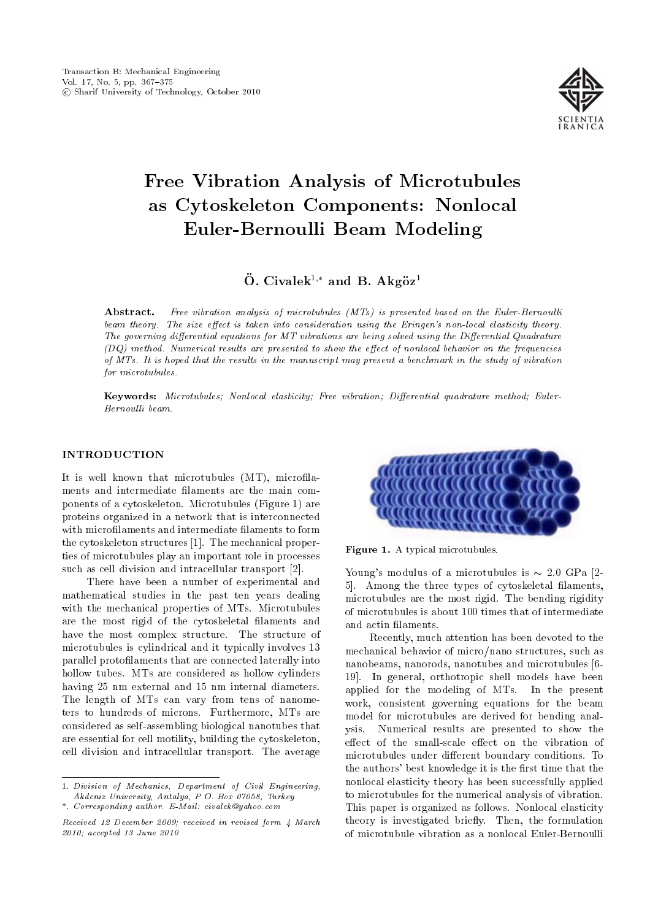# Free Vibration Analysis of Microtubules as Cytoskeleton Components: Nonlocal Euler-Bernoulli Beam Modeling

**Ö. Civalek[1,*] and B. Akgöz[1]**

**Abstract.** *Free vibration analysis of microtubules (MTs) is presented based on the Euler-Bernoulli beam theory. The size effect is taken into consideration using the Eringen's non-local elasticity theory. The governing differential equations for MT vibrations are being solved using the Differential Quadrature (DQ) method. Numerical results are presented to show the effect of nonlocal behavior on the frequencies of MTs. It is hoped that the results in the manuscript may present a benchmark in the study of vibration for microtubules.*

**Keywords:** *Microtubules; Nonlocal elasticity; Free vibration; Differential quadrature method; Euler-Bernoulli beam.*

## INTRODUCTION

It is well known that microtubules (MT), microfilaments and intermediate filaments are the main components of a cytoskeleton. Microtubules (Figure 1) are proteins organized in a network that is interconnected with microfilaments and intermediate filaments to form the cytoskeleton structures [1]. The mechanical properties of microtubules play an important role in processes such as cell division and intracellular transport [2].

There have been a number of experimental and mathematical studies in the past ten years dealing with the mechanical properties of MTs. Microtubules are the most rigid of the cytoskeletal filaments and have the most complex structure. The structure of microtubules is cylindrical and it typically involves 13 parallel protofilaments that are connected laterally into hollow tubes. MTs are considered as hollow cylinders having 25 nm external and 15 nm internal diameters. The length of MTs can vary from tens of nanometers to hundreds of microns. Furthermore, MTs are considered as self-assembling biological nanotubes that are essential for cell motility, building the cytoskeleton, cell division and intracellular transport. The average

Figure 1. A typical microtubules.

Young's modulus of a microtubules is $\sim 2.0$ GPa [2-5]. Among the three types of cytoskeletal filaments, microtubules are the most rigid. The bending rigidity of microtubules is about 100 times that of intermediate and actin filaments.

Recently, much attention has been devoted to the mechanical behavior of micro/nano structures, such as nanobeams, nanorods, nanotubes and microtubules [6-19]. In general, orthotropic shell models have been applied for the modeling of MTs. In the present work, consistent governing equations for the beam model for microtubules are derived for bending analysis. Numerical results are presented to show the effect of the small-scale effect on the vibration of microtubules under different boundary conditions. To the authors' best knowledge it is the first time that the nonlocal elasticity theory has been successfully applied to microtubules for the numerical analysis of vibration. This paper is organized as follows. Nonlocal elasticity theory is investigated briefly. Then, the formulation of microtubule vibration as a nonlocal Euler-Bernoulli

---

1. *Division of Mechanics, Department of Civil Engineering, Akdeniz University, Antalya, P.O. Box 07058, Turkey.*

\*. *Corresponding author. E-Mail: civalek@yahoo.com*

*Received 12 December 2009; received in revised form 4 March 2010; accepted 13 June 2010*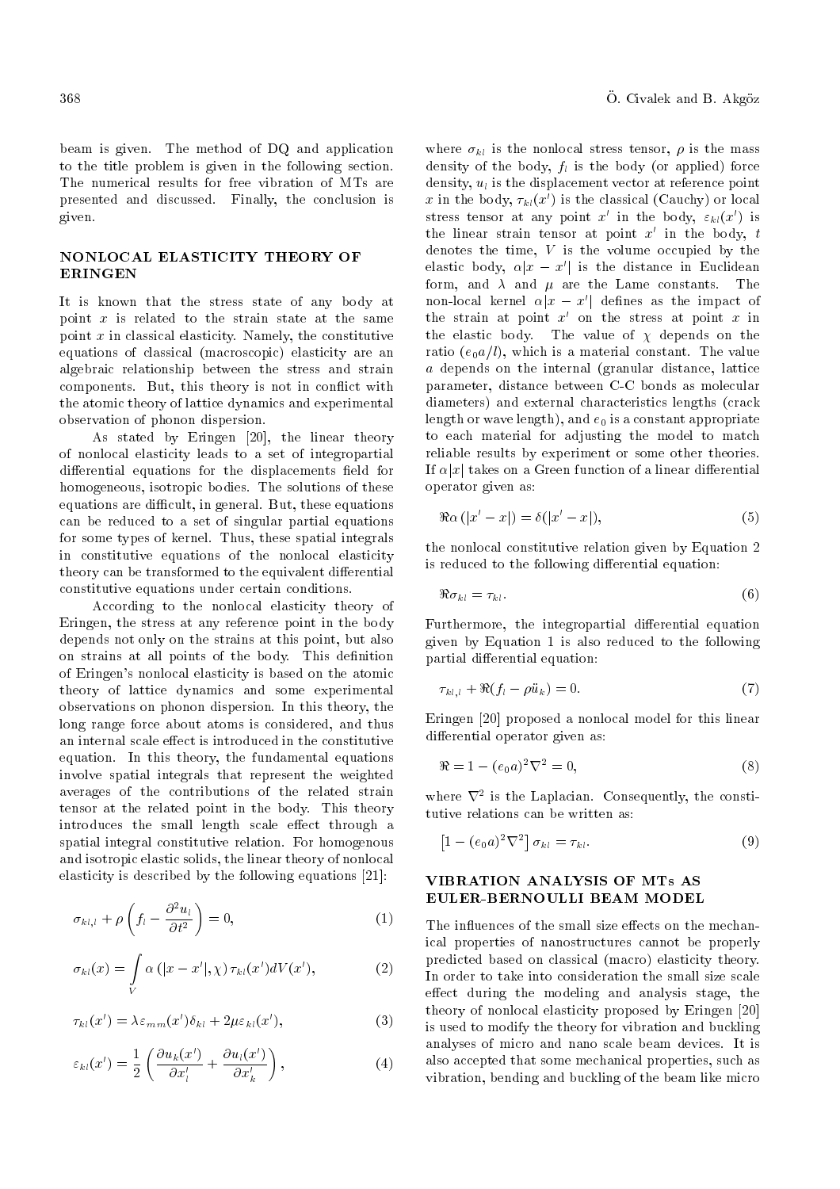beam is given. The method of DQ and application to the title problem is given in the following section. The numerical results for free vibration of MTs are presented and discussed. Finally, the conclusion is given.

## NONLOCAL ELASTICITY THEORY OF ERINGEN

It is known that the stress state of any body at point $x$ is related to the strain state at the same point $x$ in classical elasticity. Namely, the constitutive equations of classical (macroscopic) elasticity are an algebraic relationship between the stress and strain components. But, this theory is not in conflict with the atomic theory of lattice dynamics and experimental observation of phonon dispersion.

As stated by Eringen [20], the linear theory of nonlocal elasticity leads to a set of integropartial differential equations for the displacements field for homogeneous, isotropic bodies. The solutions of these equations are difficult, in general. But, these equations can be reduced to a set of singular partial equations for some types of kernel. Thus, these spatial integrals in constitutive equations of the nonlocal elasticity theory can be transformed to the equivalent differential constitutive equations under certain conditions.

According to the nonlocal elasticity theory of Eringen, the stress at any reference point in the body depends not only on the strains at this point, but also on strains at all points of the body. This definition of Eringen's nonlocal elasticity is based on the atomic theory of lattice dynamics and some experimental observations on phonon dispersion. In this theory, the long range force about atoms is considered, and thus an internal scale effect is introduced in the constitutive equation. In this theory, the fundamental equations involve spatial integrals that represent the weighted averages of the contributions of the related strain tensor at the related point in the body. This theory introduces the small length scale effect through a spatial integral constitutive relation. For homogenous and isotropic elastic solids, the linear theory of nonlocal elasticity is described by the following equations [21]:

$$\sigma_{kl,l} + \rho\left(f_l - \frac{\partial^2 u_l}{\partial t^2}\right) = 0, \tag{1}$$

$$\sigma_{kl}(x) = \int_V \alpha\left(|x - x'|, \chi\right)\tau_{kl}(x')dV(x'), \tag{2}$$

$$\tau_{kl}(x') = \lambda\varepsilon_{mm}(x')\delta_{kl} + 2\mu\varepsilon_{kl}(x'), \tag{3}$$

$$\varepsilon_{kl}(x') = \frac{1}{2}\left(\frac{\partial u_k(x')}{\partial x'_l} + \frac{\partial u_l(x')}{\partial x'_k}\right), \tag{4}$$

where $\sigma_{kl}$ is the nonlocal stress tensor, $\rho$ is the mass density of the body, $f_l$ is the body (or applied) force density, $u_l$ is the displacement vector at reference point $x$ in the body, $\tau_{kl}(x')$ is the classical (Cauchy) or local stress tensor at any point $x'$ in the body, $\varepsilon_{kl}(x')$ is the linear strain tensor at point $x'$ in the body, $t$ denotes the time, $V$ is the volume occupied by the elastic body, $\alpha|x - x'|$ is the distance in Euclidean form, and $\lambda$ and $\mu$ are the Lame constants. The non-local kernel $\alpha|x - x'|$ defines as the impact of the strain at point $x'$ on the stress at point $x$ in the elastic body. The value of $\chi$ depends on the ratio $(e_0a/l)$, which is a material constant. The value $a$ depends on the internal (granular distance, lattice parameter, distance between C-C bonds as molecular diameters) and external characteristics lengths (crack length or wave length), and $e_0$ is a constant appropriate to each material for adjusting the model to match reliable results by experiment or some other theories. If $\alpha|x|$ takes on a Green function of a linear differential operator given as:

$$\Re\alpha\left(|x' - x|\right) = \delta(|x' - x|), \tag{5}$$

the nonlocal constitutive relation given by Equation 2 is reduced to the following differential equation:

$$\Re\sigma_{kl} = \tau_{kl}. \tag{6}$$

Furthermore, the integropartial differential equation given by Equation 1 is also reduced to the following partial differential equation:

$$\tau_{kl,l} + \Re(f_l - \rho\ddot{u}_k) = 0. \tag{7}$$

Eringen [20] proposed a nonlocal model for this linear differential operator given as:

$$\Re = 1 - (e_0a)^2\nabla^2 = 0, \tag{8}$$

where $\nabla^2$ is the Laplacian. Consequently, the constitutive relations can be written as:

$$\left[1 - (e_0a)^2\nabla^2\right]\sigma_{kl} = \tau_{kl}. \tag{9}$$

## VIBRATION ANALYSIS OF MTs AS EULER-BERNOULLI BEAM MODEL

The influences of the small size effects on the mechanical properties of nanostructures cannot be properly predicted based on classical (macro) elasticity theory. In order to take into consideration the small size scale effect during the modeling and analysis stage, the theory of nonlocal elasticity proposed by Eringen [20] is used to modify the theory for vibration and buckling analyses of micro and nano scale beam devices. It is also accepted that some mechanical properties, such as vibration, bending and buckling of the beam like micro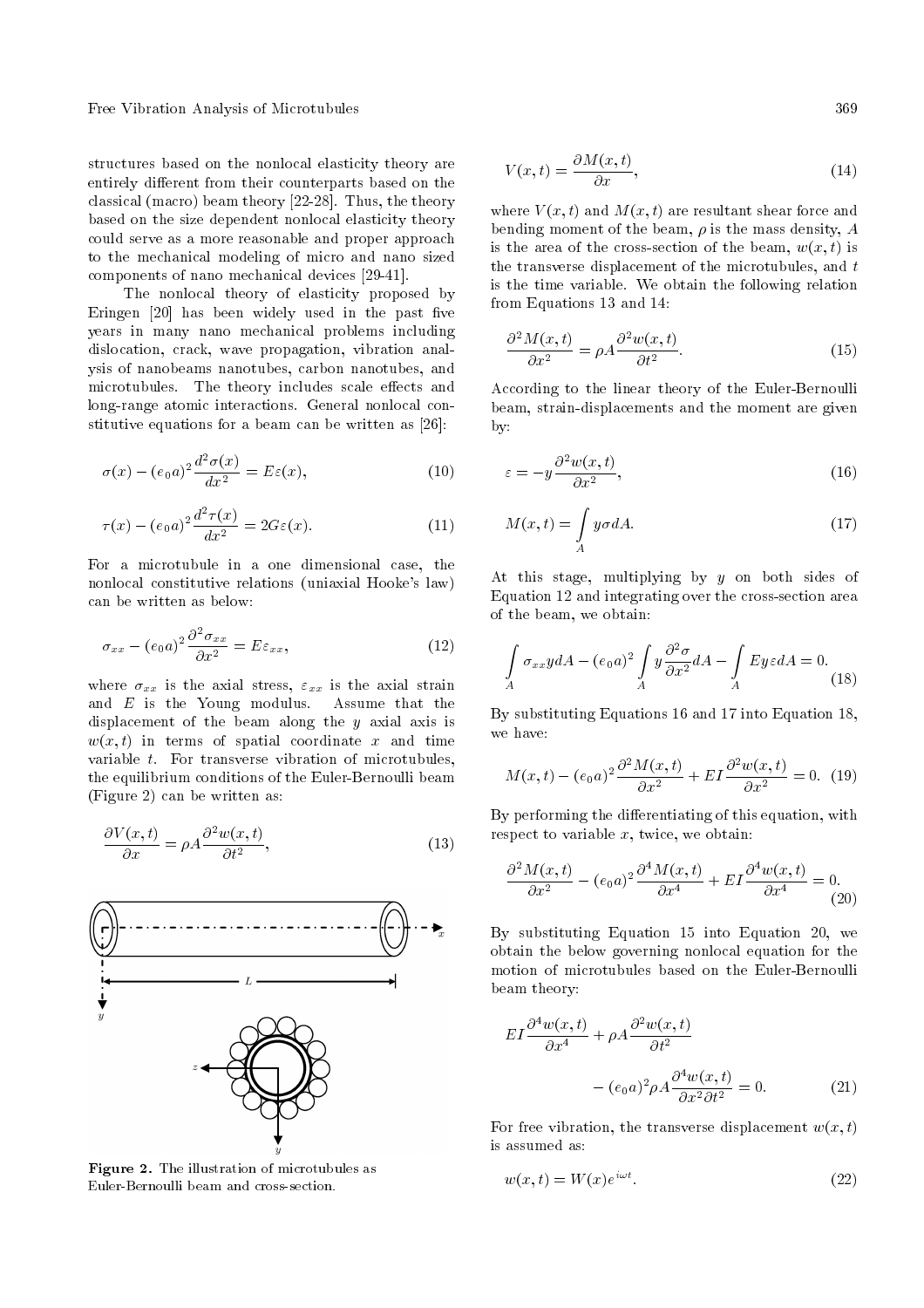structures based on the nonlocal elasticity theory are entirely different from their counterparts based on the classical (macro) beam theory [22-28]. Thus, the theory based on the size dependent nonlocal elasticity theory could serve as a more reasonable and proper approach to the mechanical modeling of micro and nano sized components of nano mechanical devices [29-41].

The nonlocal theory of elasticity proposed by Eringen [20] has been widely used in the past five years in many nano mechanical problems including dislocation, crack, wave propagation, vibration analysis of nanobeams nanotubes, carbon nanotubes, and microtubules. The theory includes scale effects and long-range atomic interactions. General nonlocal constitutive equations for a beam can be written as [26]:

$$\sigma(x) - (e_0a)^2 \frac{d^2\sigma(x)}{dx^2} = E\varepsilon(x), \tag{10}$$

$$\tau(x) - (e_0a)^2 \frac{d^2\tau(x)}{dx^2} = 2G\varepsilon(x). \tag{11}$$

For a microtubule in a one dimensional case, the nonlocal constitutive relations (uniaxial Hooke's law) can be written as below:

$$\sigma_{xx} - (e_0a)^2 \frac{\partial^2\sigma_{xx}}{\partial x^2} = E\varepsilon_{xx}, \tag{12}$$

where $\sigma_{xx}$ is the axial stress, $\varepsilon_{xx}$ is the axial strain and $E$ is the Young modulus. Assume that the displacement of the beam along the $y$ axial axis is $w(x,t)$ in terms of spatial coordinate $x$ and time variable $t$. For transverse vibration of microtubules, the equilibrium conditions of the Euler-Bernoulli beam (Figure 2) can be written as:

$$\frac{\partial V(x,t)}{\partial x} = \rho A \frac{\partial^2 w(x,t)}{\partial t^2}, \tag{13}$$

Figure 2. The illustration of microtubules as Euler-Bernoulli beam and cross-section.

$$V(x,t) = \frac{\partial M(x,t)}{\partial x}, \tag{14}$$

where $V(x,t)$ and $M(x,t)$ are resultant shear force and bending moment of the beam, $\rho$ is the mass density, $A$ is the area of the cross-section of the beam, $w(x,t)$ is the transverse displacement of the microtubules, and $t$ is the time variable. We obtain the following relation from Equations 13 and 14:

$$\frac{\partial^2 M(x,t)}{\partial x^2} = \rho A \frac{\partial^2 w(x,t)}{\partial t^2}. \tag{15}$$

According to the linear theory of the Euler-Bernoulli beam, strain-displacements and the moment are given by:

$$\varepsilon = -y \frac{\partial^2 w(x,t)}{\partial x^2}, \tag{16}$$

$$M(x,t) = \int_A y\sigma dA. \tag{17}$$

At this stage, multiplying by $y$ on both sides of Equation 12 and integrating over the cross-section area of the beam, we obtain:

$$\int_A \sigma_{xx} y dA - (e_0a)^2 \int_A y \frac{\partial^2\sigma}{\partial x^2} dA - \int_A Ey\varepsilon dA = 0. \tag{18}$$

By substituting Equations 16 and 17 into Equation 18, we have:

$$M(x,t) - (e_0a)^2 \frac{\partial^2 M(x,t)}{\partial x^2} + EI \frac{\partial^2 w(x,t)}{\partial x^2} = 0. \tag{19}$$

By performing the differentiating of this equation, with respect to variable $x$, twice, we obtain:

$$\frac{\partial^2 M(x,t)}{\partial x^2} - (e_0a)^2 \frac{\partial^4 M(x,t)}{\partial x^4} + EI \frac{\partial^4 w(x,t)}{\partial x^4} = 0. \tag{20}$$

By substituting Equation 15 into Equation 20, we obtain the below governing nonlocal equation for the motion of microtubules based on the Euler-Bernoulli beam theory:

$$EI \frac{\partial^4 w(x,t)}{\partial x^4} + \rho A \frac{\partial^2 w(x,t)}{\partial t^2} - (e_0a)^2 \rho A \frac{\partial^4 w(x,t)}{\partial x^2 \partial t^2} = 0. \tag{21}$$

For free vibration, the transverse displacement $w(x,t)$ is assumed as:

$$w(x,t) = W(x)e^{i\omega t}. \tag{22}$$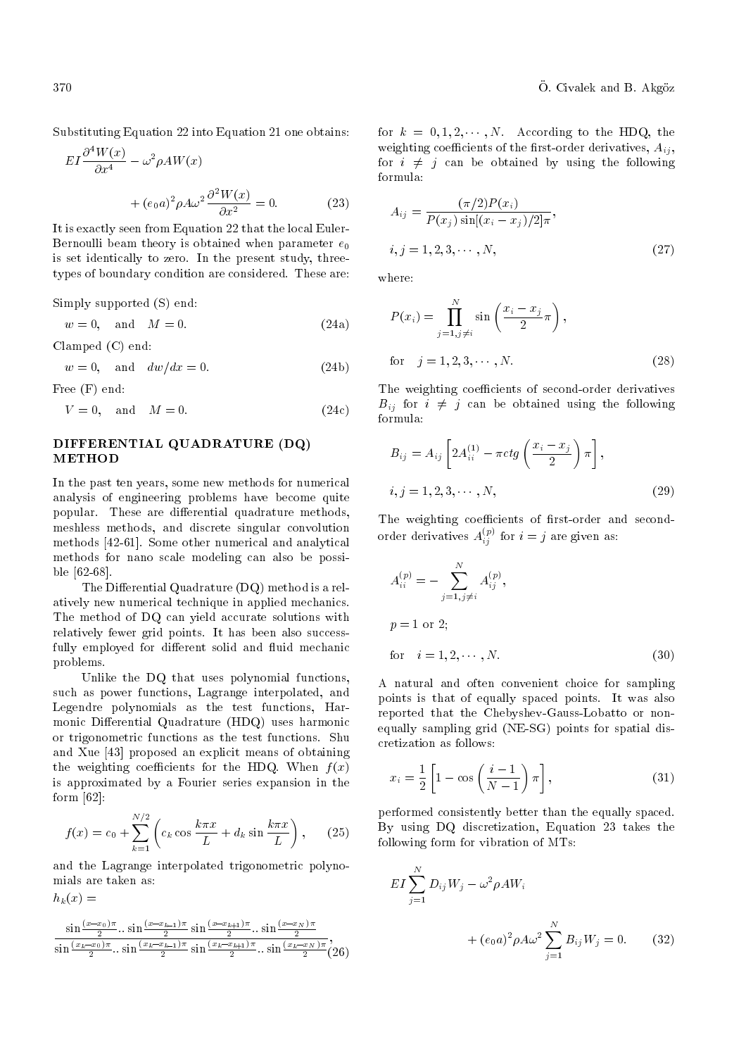Substituting Equation 22 into Equation 21 one obtains:

$$EI\frac{\partial^4 W(x)}{\partial x^4} - \omega^2 \rho A W(x) + (e_0 a)^2 \rho A \omega^2 \frac{\partial^2 W(x)}{\partial x^2} = 0. \tag{23}$$

It is exactly seen from Equation 22 that the local Euler-Bernoulli beam theory is obtained when parameter $e_0$ is set identically to zero. In the present study, three-types of boundary condition are considered. These are:

Simply supported (S) end:

$$w = 0, \quad \text{and} \quad M = 0. \tag{24a}$$

Clamped (C) end:

$$w = 0, \quad \text{and} \quad dw/dx = 0. \tag{24b}$$

Free (F) end:

$$V = 0, \quad \text{and} \quad M = 0. \tag{24c}$$

## DIFFERENTIAL QUADRATURE (DQ) METHOD

In the past ten years, some new methods for numerical analysis of engineering problems have become quite popular. These are differential quadrature methods, meshless methods, and discrete singular convolution methods [42-61]. Some other numerical and analytical methods for nano scale modeling can also be possible [62-68].

The Differential Quadrature (DQ) method is a relatively new numerical technique in applied mechanics. The method of DQ can yield accurate solutions with relatively fewer grid points. It has been also successfully employed for different solid and fluid mechanic problems.

Unlike the DQ that uses polynomial functions, such as power functions, Lagrange interpolated, and Legendre polynomials as the test functions, Harmonic Differential Quadrature (HDQ) uses harmonic or trigonometric functions as the test functions. Shu and Xue [43] proposed an explicit means of obtaining the weighting coefficients for the HDQ. When $f(x)$ is approximated by a Fourier series expansion in the form [62]:

$$f(x) = c_0 + \sum_{k=1}^{N/2}\left(c_k \cos\frac{k\pi x}{L} + d_k \sin\frac{k\pi x}{L}\right), \tag{25}$$

and the Lagrange interpolated trigonometric polynomials are taken as:

$$h_k(x) = \frac{\sin\frac{(x-x_0)\pi}{2}..\sin\frac{(x-x_{k-1})\pi}{2}\sin\frac{(x-x_{k+1})\pi}{2}..\sin\frac{(x-x_N)\pi}{2}}{\sin\frac{(x_k-x_0)\pi}{2}..\sin\frac{(x_k-x_{k-1})\pi}{2}\sin\frac{(x_k-x_{k+1})\pi}{2}..\sin\frac{(x_k-x_N)\pi}{2}}, \tag{26}$$

for $k = 0, 1, 2, \cdots, N$. According to the HDQ, the weighting coefficients of the first-order derivatives, $A_{ij}$, for $i \neq j$ can be obtained by using the following formula:

$$A_{ij} = \frac{(\pi/2)P(x_i)}{P(x_j)\sin[(x_i - x_j)/2]\pi},$$

$$i, j = 1, 2, 3, \cdots, N, \tag{27}$$

where:

$$P(x_i) = \prod_{j=1, j\neq i}^{N} \sin\left(\frac{x_i - x_j}{2}\pi\right),$$

$$\text{for} \quad j = 1, 2, 3, \cdots, N. \tag{28}$$

The weighting coefficients of second-order derivatives $B_{ij}$ for $i \neq j$ can be obtained using the following formula:

$$B_{ij} = A_{ij}\left[2A_{ii}^{(1)} - \pi ctg\left(\frac{x_i - x_j}{2}\right)\pi\right],$$

$$i, j = 1, 2, 3, \cdots, N, \tag{29}$$

The weighting coefficients of first-order and second-order derivatives $A_{ij}^{(p)}$ for $i = j$ are given as:

$$A_{ii}^{(p)} = -\sum_{j=1, j\neq i}^{N} A_{ij}^{(p)},$$

$$p = 1 \text{ or } 2;$$

$$\text{for} \quad i = 1, 2, \cdots, N. \tag{30}$$

A natural and often convenient choice for sampling points is that of equally spaced points. It was also reported that the Chebyshev-Gauss-Lobatto or non-equally sampling grid (NE-SG) points for spatial discretization as follows:

$$x_i = \frac{1}{2}\left[1 - \cos\left(\frac{i-1}{N-1}\right)\pi\right], \tag{31}$$

performed consistently better than the equally spaced. By using DQ discretization, Equation 23 takes the following form for vibration of MTs:

$$EI\sum_{j=1}^{N} D_{ij} W_j - \omega^2 \rho A W_i + (e_0 a)^2 \rho A \omega^2 \sum_{j=1}^{N} B_{ij} W_j = 0. \tag{32}$$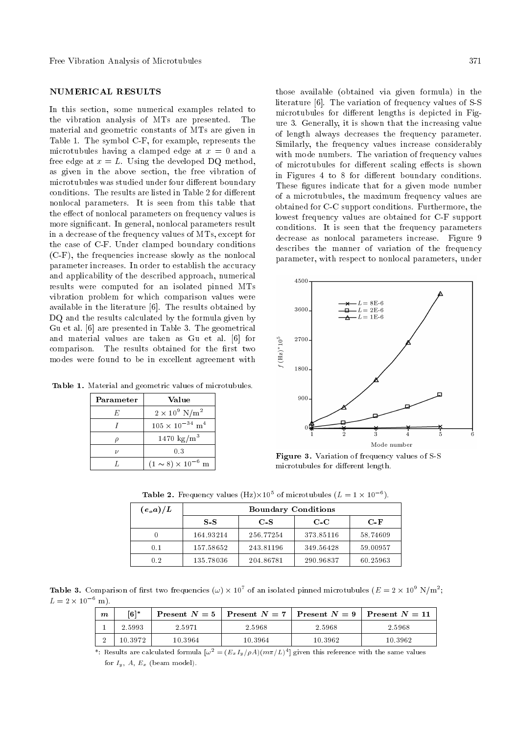## NUMERICAL RESULTS

In this section, some numerical examples related to the vibration analysis of MTs are presented. The material and geometric constants of MTs are given in Table 1. The symbol C-F, for example, represents the microtubules having a clamped edge at $x = 0$ and a free edge at $x = L$. Using the developed DQ method, as given in the above section, the free vibration of microtubules was studied under four different boundary conditions. The results are listed in Table 2 for different nonlocal parameters. It is seen from this table that the effect of nonlocal parameters on frequency values is more significant. In general, nonlocal parameters result in a decrease of the frequency values of MTs, except for the case of C-F. Under clamped boundary conditions (C-F), the frequencies increase slowly as the nonlocal parameter increases. In order to establish the accuracy and applicability of the described approach, numerical results were computed for an isolated pinned MTs vibration problem for which comparison values were available in the literature [6]. The results obtained by DQ and the results calculated by the formula given by Gu et al. [6] are presented in Table 3. The geometrical and material values are taken as Gu et al. [6] for comparison. The results obtained for the first two modes were found to be in excellent agreement with those available (obtained via given formula) in the literature [6]. The variation of frequency values of S-S microtubules for different lengths is depicted in Figure 3. Generally, it is shown that the increasing value of length always decreases the frequency parameter. Similarly, the frequency values increase considerably with mode numbers. The variation of frequency values of microtubules for different scaling effects is shown in Figures 4 to 8 for different boundary conditions. These figures indicate that for a given mode number of a microtubules, the maximum frequency values are obtained for C-C support conditions. Furthermore, the lowest frequency values are obtained for C-F support conditions. It is seen that the frequency parameters decrease as nonlocal parameters increase. Figure 9 describes the manner of variation of the frequency parameter, with respect to nonlocal parameters, under

**Table 1.** Material and geometric values of microtubules.

| Parameter | Value |
|---|---|
| $E$ | $2 \times 10^9$ N/m$^2$ |
| $I$ | $105 \times 10^{-34}$ m$^4$ |
| $\rho$ | 1470 kg/m$^3$ |
| $\nu$ | 0.3 |
| $L$ | $(1 \sim 8) \times 10^{-6}$ m |

**Figure 3.** Variation of frequency values of S-S microtubules for different length.

**Table 2.** Frequency values (Hz)$\times 10^5$ of microtubules ($L = 1 \times 10^{-6}$).

| $(e_o a)/L$ | Boundary Conditions | | | |
|---|---|---|---|---|
| | **S-S** | **C-S** | **C-C** | **C-F** |
| 0 | 164.93214 | 256.77254 | 373.85116 | 58.74609 |
| 0.1 | 157.58652 | 243.81196 | 349.56428 | 59.00957 |
| 0.2 | 135.78036 | 204.86781 | 290.96837 | 60.25963 |

**Table 3.** Comparison of first two frequencies $(\omega) \times 10^7$ of an isolated pinned microtubules ($E = 2 \times 10^9$ N/m$^2$; $L = 2 \times 10^{-6}$ m).

| $m$ | [6]* | Present $N = 5$ | Present $N = 7$ | Present $N = 9$ | Present $N = 11$ |
|---|---|---|---|---|---|
| 1 | 2.5993 | 2.5971 | 2.5968 | 2.5968 | 2.5968 |
| 2 | 10.3972 | 10.3964 | 10.3964 | 10.3962 | 10.3962 |

*: Results are calculated formula [$\omega^2 = (E_x I_y / \rho A)(m\pi/L)^4$] given this reference with the same values for $I_y$, $A$, $E_x$ (beam model).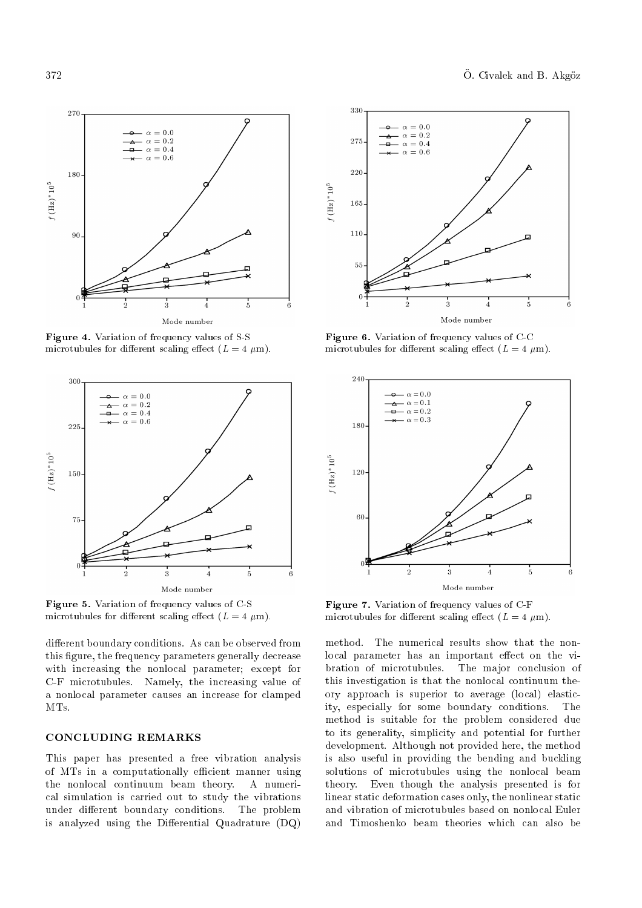Figure 4. Variation of frequency values of S-S microtubules for different scaling effect ($L = 4$ $\mu$m).

Figure 5. Variation of frequency values of C-S microtubules for different scaling effect ($L = 4$ $\mu$m).

Figure 6. Variation of frequency values of C-C microtubules for different scaling effect ($L = 4$ $\mu$m).

Figure 7. Variation of frequency values of C-F microtubules for different scaling effect ($L = 4$ $\mu$m).

different boundary conditions. As can be observed from this figure, the frequency parameters generally decrease with increasing the nonlocal parameter; except for C-F microtubules. Namely, the increasing value of a nonlocal parameter causes an increase for clamped MTs.

## CONCLUDING REMARKS

This paper has presented a free vibration analysis of MTs in a computationally efficient manner using the nonlocal continuum beam theory. A numerical simulation is carried out to study the vibrations under different boundary conditions. The problem is analyzed using the Differential Quadrature (DQ) method. The numerical results show that the nonlocal parameter has an important effect on the vibration of microtubules. The major conclusion of this investigation is that the nonlocal continuum theory approach is superior to average (local) elasticity, especially for some boundary conditions. The method is suitable for the problem considered due to its generality, simplicity and potential for further development. Although not provided here, the method is also useful in providing the bending and buckling solutions of microtubules using the nonlocal beam theory. Even though the analysis presented is for linear static deformation cases only, the nonlinear static and vibration of microtubules based on nonlocal Euler and Timoshenko beam theories which can also be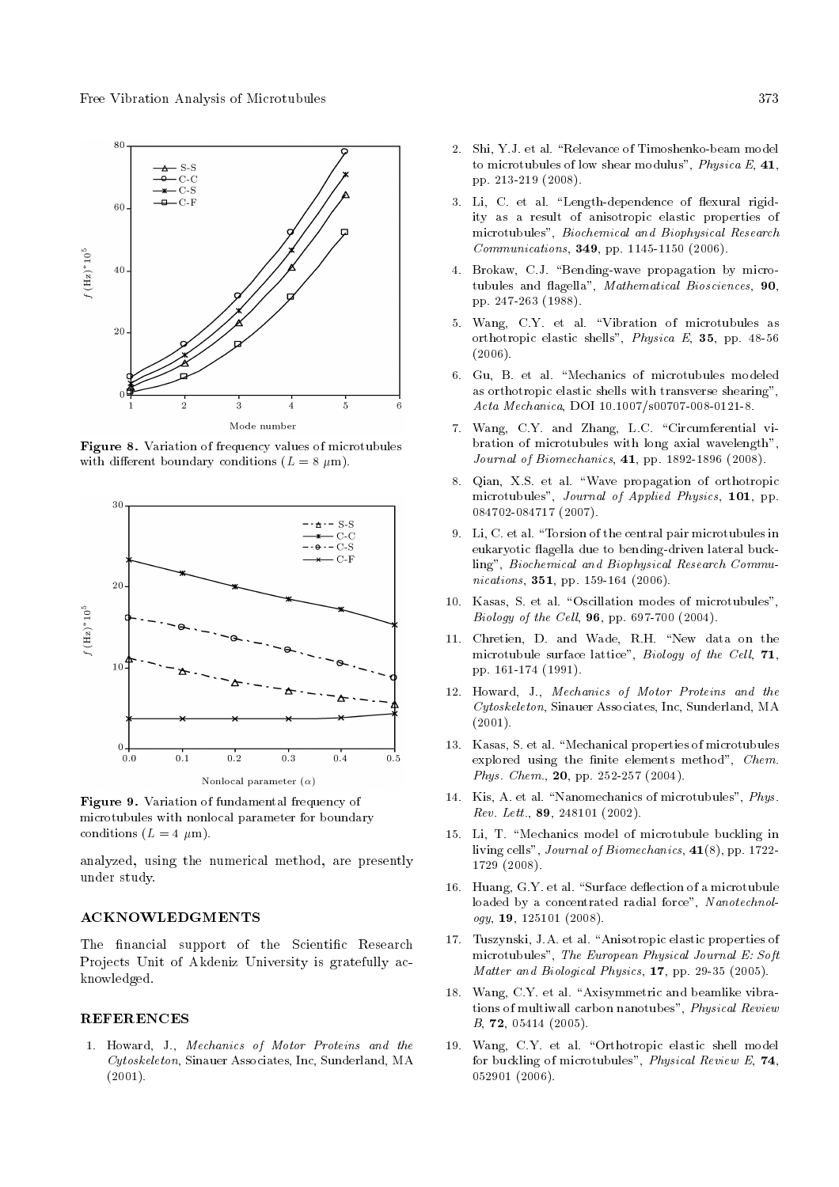Figure 8. Variation of frequency values of microtubules with different boundary conditions ($L = 8$ $\mu$m).

Figure 9. Variation of fundamental frequency of microtubules with nonlocal parameter for boundary conditions ($L = 4$ $\mu$m).

analyzed, using the numerical method, are presently under study.

## ACKNOWLEDGMENTS

The financial support of the Scientific Research Projects Unit of Akdeniz University is gratefully acknowledged.

## REFERENCES

1. Howard, J., *Mechanics of Motor Proteins and the Cytoskeleton*, Sinauer Associates, Inc, Sunderland, MA (2001).
2. Shi, Y.J. et al. "Relevance of Timoshenko-beam model to microtubules of low shear modulus", *Physica E*, **41**, pp. 213-219 (2008).
3. Li, C. et al. "Length-dependence of flexural rigidity as a result of anisotropic elastic properties of microtubules", *Biochemical and Biophysical Research Communications*, **349**, pp. 1145-1150 (2006).
4. Brokaw, C.J. "Bending-wave propagation by microtubules and flagella", *Mathematical Biosciences*, **90**, pp. 247-263 (1988).
5. Wang, C.Y. et al. "Vibration of microtubules as orthotropic elastic shells", *Physica E*, **35**, pp. 48-56 (2006).
6. Gu, B. et al. "Mechanics of microtubules modeled as orthotropic elastic shells with transverse shearing", *Acta Mechanica*, DOI 10.1007/s00707-008-0121-8.
7. Wang, C.Y. and Zhang, L.C. "Circumferential vibration of microtubules with long axial wavelength", *Journal of Biomechanics*, **41**, pp. 1892-1896 (2008).
8. Qian, X.S. et al. "Wave propagation of orthotropic microtubules", *Journal of Applied Physics*, **101**, pp. 084702-084717 (2007).
9. Li, C. et al. "Torsion of the central pair microtubules in eukaryotic flagella due to bending-driven lateral buckling", *Biochemical and Biophysical Research Communications*, **351**, pp. 159-164 (2006).
10. Kasas, S. et al. "Oscillation modes of microtubules", *Biology of the Cell*, **96**, pp. 697-700 (2004).
11. Chretien, D. and Wade, R.H. "New data on the microtubule surface lattice", *Biology of the Cell*, **71**, pp. 161-174 (1991).
12. Howard, J., *Mechanics of Motor Proteins and the Cytoskeleton*, Sinauer Associates, Inc, Sunderland, MA (2001).
13. Kasas, S. et al. "Mechanical properties of microtubules explored using the finite elements method", *Chem. Phys. Chem.*, **20**, pp. 252-257 (2004).
14. Kis, A. et al. "Nanomechanics of microtubules", *Phys. Rev. Lett.*, **89**, 248101 (2002).
15. Li, T. "Mechanics model of microtubule buckling in living cells", *Journal of Biomechanics*, **41**(8), pp. 1722-1729 (2008).
16. Huang, G.Y. et al. "Surface deflection of a microtubule loaded by a concentrated radial force", *Nanotechnology*, **19**, 125101 (2008).
17. Tuszynski, J.A. et al. "Anisotropic elastic properties of microtubules", *The European Physical Journal E: Soft Matter and Biological Physics*, **17**, pp. 29-35 (2005).
18. Wang, C.Y. et al. "Axisymmetric and beamlike vibrations of multiwall carbon nanotubes", *Physical Review B*, **72**, 05414 (2005).
19. Wang, C.Y. et al. "Orthotropic elastic shell model for buckling of microtubules", *Physical Review E*, **74**, 052901 (2006).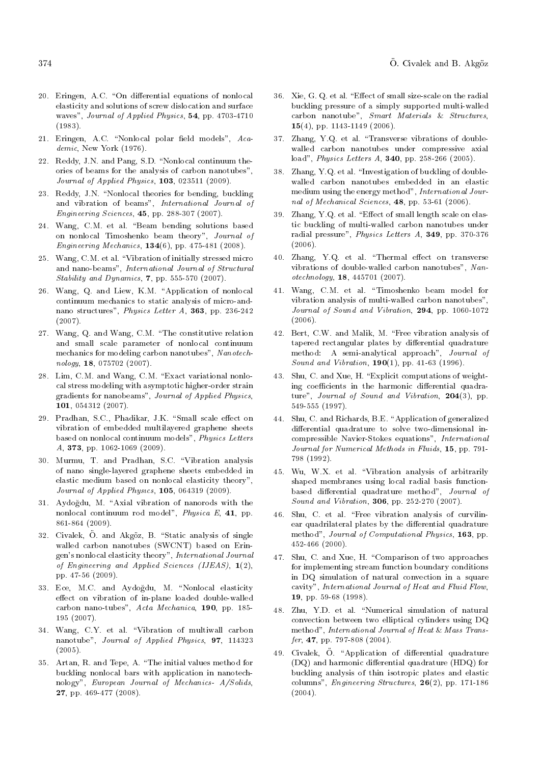20. Eringen, A.C. "On differential equations of nonlocal elasticity and solutions of screw dislocation and surface waves", *Journal of Applied Physics*, **54**, pp. 4703-4710 (1983).

21. Eringen, A.C. "Nonlocal polar field models", *Academic*, New York (1976).

22. Reddy, J.N. and Pang, S.D. "Nonlocal continuum theories of beams for the analysis of carbon nanotubes", *Journal of Applied Physics*, **103**, 023511 (2009).

23. Reddy, J.N. "Nonlocal theories for bending, buckling and vibration of beams", *International Journal of Engineering Sciences*, **45**, pp. 288-307 (2007).

24. Wang, C.M. et al. "Beam bending solutions based on nonlocal Timoshenko beam theory", *Journal of Engineering Mechanics*, **134**(6), pp. 475-481 (2008).

25. Wang, C.M. et al. "Vibration of initially stressed micro and nano-beams", *International Journal of Structural Stability and Dynamics*, **7**, pp. 555-570 (2007).

26. Wang, Q. and Liew, K.M. "Application of nonlocal continuum mechanics to static analysis of micro-and-nano structures", *Physics Letter A*, **363**, pp. 236-242 (2007).

27. Wang, Q. and Wang, C.M. "The constitutive relation and small scale parameter of nonlocal continuum mechanics for modeling carbon nanotubes", *Nanotechnology*, **18**, 075702 (2007).

28. Lim, C.M. and Wang, C.M. "Exact variational nonlocal stress modeling with asymptotic higher-order strain gradients for nanobeams", *Journal of Applied Physics*, **101**, 054312 (2007).

29. Pradhan, S.C., Phadikar, J.K. "Small scale effect on vibration of embedded multilayered graphene sheets based on nonlocal continuum models", *Physics Letters A*, **373**, pp. 1062-1069 (2009).

30. Murmu, T. and Pradhan, S.C. "Vibration analysis of nano single-layered graphene sheets embedded in elastic medium based on nonlocal elasticity theory", *Journal of Applied Physics*, **105**, 064319 (2009).

31. Aydoğdu, M. "Axial vibration of nanorods with the nonlocal continuum rod model", *Physica E*, **41**, pp. 861-864 (2009).

32. Civalek, Ö. and Akgöz, B. "Static analysis of single walled carbon nanotubes (SWCNT) based on Eringen's nonlocal elasticity theory", *International Journal of Engineering and Applied Sciences (IJEAS)*, **1**(2), pp. 47-56 (2009).

33. Ece, M.C. and Aydoğdu, M. "Nonlocal elasticity effect on vibration of in-plane loaded double-walled carbon nano-tubes", *Acta Mechanica*, **190**, pp. 185-195 (2007).

34. Wang, C.Y. et al. "Vibration of multiwall carbon nanotube", *Journal of Applied Physics*, **97**, 114323 (2005).

35. Artan, R. and Tepe, A. "The initial values method for buckling nonlocal bars with application in nanotechnology", *European Journal of Mechanics- A/Solids*, **27**, pp. 469-477 (2008).

36. Xie, G. Q. et al. "Effect of small size-scale on the radial buckling pressure of a simply supported multi-walled carbon nanotube", *Smart Materials & Structures*, **15**(4), pp. 1143-1149 (2006).

37. Zhang, Y.Q. et al. "Transverse vibrations of double-walled carbon nanotubes under compressive axial load", *Physics Letters A*, **340**, pp. 258-266 (2005).

38. Zhang, Y.Q. et al. "Investigation of buckling of double-walled carbon nanotubes embedded in an elastic medium using the energy method", *International Journal of Mechanical Sciences*, **48**, pp. 53-61 (2006).

39. Zhang, Y.Q. et al. "Effect of small length scale on elastic buckling of multi-walled carbon nanotubes under radial pressure", *Physics Letters A*, **349**, pp. 370-376 (2006).

40. Zhang, Y.Q. et al. "Thermal effect on transverse vibrations of double-walled carbon nanotubes", *Nanotechnology*, **18**, 445701 (2007).

41. Wang, C.M. et al. "Timoshenko beam model for vibration analysis of multi-walled carbon nanotubes", *Journal of Sound and Vibration*, **294**, pp. 1060-1072 (2006).

42. Bert, C.W. and Malik, M. "Free vibration analysis of tapered rectangular plates by differential quadrature method: A semi-analytical approach", *Journal of Sound and Vibration*, **190**(1), pp. 41-63 (1996).

43. Shu, C. and Xue, H. "Explicit computations of weighting coefficients in the harmonic differential quadrature", *Journal of Sound and Vibration*, **204**(3), pp. 549-555 (1997).

44. Shu, C. and Richards, B.E. "Application of generalized differential quadrature to solve two-dimensional incompressible Navier-Stokes equations", *International Journal for Numerical Methods in Fluids*, **15**, pp. 791-798 (1992).

45. Wu, W.X. et al. "Vibration analysis of arbitrarily shaped membranes using local radial basis function-based differential quadrature method", *Journal of Sound and Vibration*, **306**, pp. 252-270 (2007).

46. Shu, C. et al. "Free vibration analysis of curvilinear quadrilateral plates by the differential quadrature method", *Journal of Computational Physics*, **163**, pp. 452-466 (2000).

47. Shu, C. and Xue, H. "Comparison of two approaches for implementing stream function boundary conditions in DQ simulation of natural convection in a square cavity", *International Journal of Heat and Fluid Flow*, **19**, pp. 59-68 (1998).

48. Zhu, Y.D. et al. "Numerical simulation of natural convection between two elliptical cylinders using DQ method", *International Journal of Heat & Mass Transfer*, **47**, pp. 797-808 (2004).

49. Civalek, Ö. "Application of differential quadrature (DQ) and harmonic differential quadrature (HDQ) for buckling analysis of thin isotropic plates and elastic columns", *Engineering Structures*, **26**(2), pp. 171-186 (2004).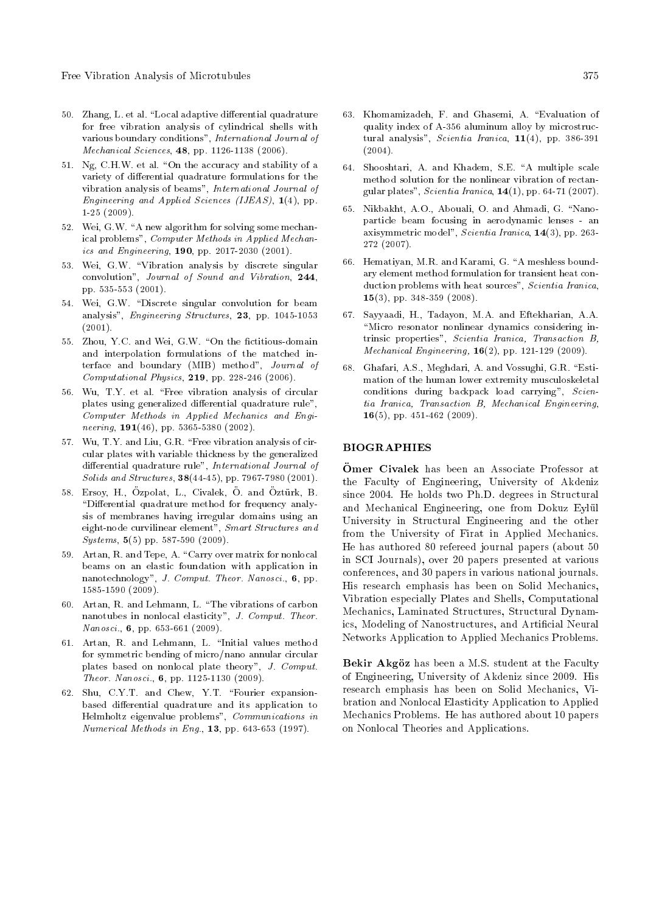50. Zhang, L. et al. "Local adaptive differential quadrature for free vibration analysis of cylindrical shells with various boundary conditions", *International Journal of Mechanical Sciences*, **48**, pp. 1126-1138 (2006).

51. Ng, C.H.W. et al. "On the accuracy and stability of a variety of differential quadrature formulations for the vibration analysis of beams", *International Journal of Engineering and Applied Sciences (IJEAS)*, **1**(4), pp. 1-25 (2009).

52. Wei, G.W. "A new algorithm for solving some mechanical problems", *Computer Methods in Applied Mechanics and Engineering*, **190**, pp. 2017-2030 (2001).

53. Wei, G.W. "Vibration analysis by discrete singular convolution", *Journal of Sound and Vibration*, **244**, pp. 535-553 (2001).

54. Wei, G.W. "Discrete singular convolution for beam analysis", *Engineering Structures*, **23**, pp. 1045-1053 (2001).

55. Zhou, Y.C. and Wei, G.W. "On the fictitious-domain and interpolation formulations of the matched interface and boundary (MIB) method", *Journal of Computational Physics*, **219**, pp. 228-246 (2006).

56. Wu, T.Y. et al. "Free vibration analysis of circular plates using generalized differential quadrature rule", *Computer Methods in Applied Mechanics and Engineering*, **191**(46), pp. 5365-5380 (2002).

57. Wu, T.Y. and Liu, G.R. "Free vibration analysis of circular plates with variable thickness by the generalized differential quadrature rule", *International Journal of Solids and Structures*, **38**(44-45), pp. 7967-7980 (2001).

58. Ersoy, H., Özpolat, L., Civalek, Ö. and Öztürk, B. "Differential quadrature method for frequency analysis of membranes having irregular domains using an eight-node curvilinear element", *Smart Structures and Systems*, **5**(5) pp. 587-590 (2009).

59. Artan, R. and Tepe, A. "Carry over matrix for nonlocal beams on an elastic foundation with application in nanotechnology", *J. Comput. Theor. Nanosci.*, **6**, pp. 1585-1590 (2009).

60. Artan, R. and Lehmann, L. "The vibrations of carbon nanotubes in nonlocal elasticity", *J. Comput. Theor. Nanosci.*, **6**, pp. 653-661 (2009).

61. Artan, R. and Lehmann, L. "Initial values method for symmetric bending of micro/nano annular circular plates based on nonlocal plate theory", *J. Comput. Theor. Nanosci.*, **6**, pp. 1125-1130 (2009).

62. Shu, C.Y.T. and Chew, Y.T. "Fourier expansion-based differential quadrature and its application to Helmholtz eigenvalue problems", *Communications in Numerical Methods in Eng.*, **13**, pp. 643-653 (1997).

63. Khomamizadeh, F. and Ghasemi, A. "Evaluation of quality index of A-356 aluminum alloy by microstructural analysis", *Scientia Iranica*, **11**(4), pp. 386-391 (2004).

64. Shooshtari, A. and Khadem, S.E. "A multiple scale method solution for the nonlinear vibration of rectangular plates", *Scientia Iranica*, **14**(1), pp. 64-71 (2007).

65. Nikbakht, A.O., Abouali, O. and Ahmadi, G. "Nanoparticle beam focusing in aerodynamic lenses - an axisymmetric model", *Scientia Iranica*, **14**(3), pp. 263-272 (2007).

66. Hematiyan, M.R. and Karami, G. "A meshless boundary element method formulation for transient heat conduction problems with heat sources", *Scientia Iranica*, **15**(3), pp. 348-359 (2008).

67. Sayyaadi, H., Tadayon, M.A. and Eftekharian, A.A. "Micro resonator nonlinear dynamics considering intrinsic properties", *Scientia Iranica, Transaction B, Mechanical Engineering*, **16**(2), pp. 121-129 (2009).

68. Ghafari, A.S., Meghdari, A. and Vossughi, G.R. "Estimation of the human lower extremity musculoskeletal conditions during backpack load carrying", *Scientia Iranica, Transaction B, Mechanical Engineering*, **16**(5), pp. 451-462 (2009).

## BIOGRAPHIES

**Ömer Civalek** has been an Associate Professor at the Faculty of Engineering, University of Akdeniz since 2004. He holds two Ph.D. degrees in Structural and Mechanical Engineering, one from Dokuz Eylül University in Structural Engineering and the other from the University of Firat in Applied Mechanics. He has authored 80 refereed journal papers (about 50 in SCI Journals), over 20 papers presented at various conferences, and 30 papers in various national journals. His research emphasis has been on Solid Mechanics, Vibration especially Plates and Shells, Computational Mechanics, Laminated Structures, Structural Dynamics, Modeling of Nanostructures, and Artificial Neural Networks Application to Applied Mechanics Problems.

**Bekir Akgöz** has been a M.S. student at the Faculty of Engineering, University of Akdeniz since 2009. His research emphasis has been on Solid Mechanics, Vibration and Nonlocal Elasticity Application to Applied Mechanics Problems. He has authored about 10 papers on Nonlocal Theories and Applications.